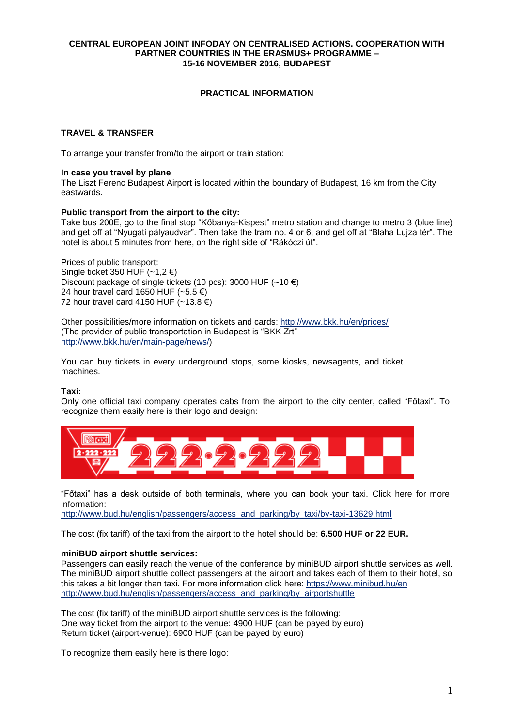**CENTRAL EUROPEAN JOINT INFODAY ON CENTRALISED ACTIONS. COOPERATION WITH PARTNER COUNTRIES IN THE ERASMUS+ PROGRAMME – 15-16 NOVEMBER 2016, BUDAPEST**

**PRACTICAL INFORMATION**

## TRAVEL & TRANSFER

To arrange your transfer from/to the airport or train station:

### In case you travel by plane

The Liszt Ferenc Budapest Airport is located within the boundary of Budapest, 16 km from the City eastwards.

**Public transport from the airport to the city:**

Take bus 200E, go to the final stop "Kőbanya-Kispest" metro station and change to metro 3 (blue line) and get off at "Nyugati pályaudvar". Then take the tram no. 4 or 6, and get off at "Blaha Lujza tér". The hotel is about 5 minutes from here, on the right side of "Rákóczi út".

Prices of public transport:
Single ticket 350 HUF (~1,2 €)
Discount package of single tickets (10 pcs): 3000 HUF (~10 €)
24 hour travel card 1650 HUF (~5.5 €)
72 hour travel card 4150 HUF (~13.8 €)

Other possibilities/more information on tickets and cards: http://www.bkk.hu/en/prices/
(The provider of public transportation in Budapest is "BKK Zrt"
http://www.bkk.hu/en/main-page/news/)

You can buy tickets in every underground stops, some kiosks, newsagents, and ticket machines.

**Taxi:**

Only one official taxi company operates cabs from the airport to the city center, called "Főtaxi". To recognize them easily here is their logo and design:

"Főtaxi" has a desk outside of both terminals, where you can book your taxi. Click here for more information:
http://www.bud.hu/english/passengers/access_and_parking/by_taxi/by-taxi-13629.html

The cost (fix tariff) of the taxi from the airport to the hotel should be: **6.500 HUF or 22 EUR.**

**miniBUD airport shuttle services:**

Passengers can easily reach the venue of the conference by miniBUD airport shuttle services as well. The miniBUD airport shuttle collect passengers at the airport and takes each of them to their hotel, so this takes a bit longer than taxi. For more information click here: https://www.minibud.hu/en
http://www.bud.hu/english/passengers/access_and_parking/by_airportshuttle

The cost (fix tariff) of the miniBUD airport shuttle services is the following:
One way ticket from the airport to the venue: 4900 HUF (can be payed by euro)
Return ticket (airport-venue): 6900 HUF (can be payed by euro)

To recognize them easily here is there logo: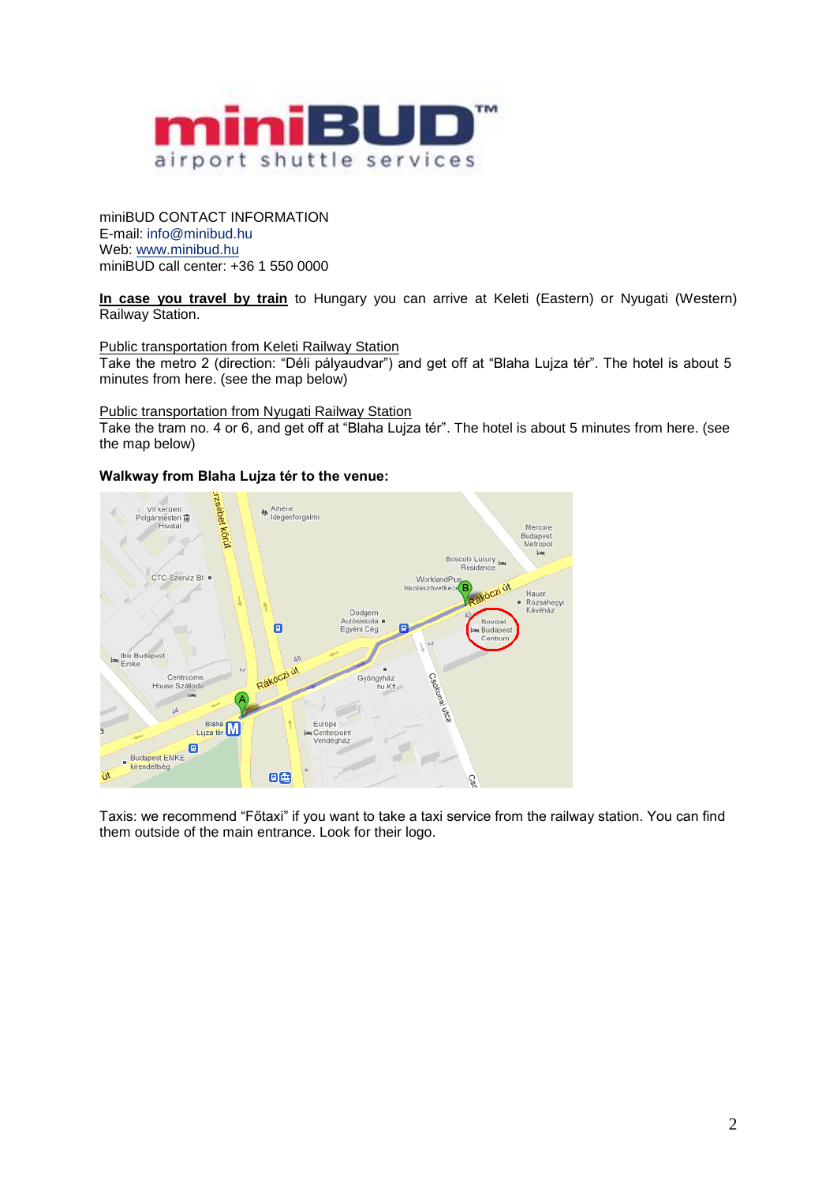miniBUD™

airport shuttle services

miniBUD CONTACT INFORMATION
E-mail: info@minibud.hu
Web: www.minibud.hu
miniBUD call center: +36 1 550 0000

**In case you travel by train** to Hungary you can arrive at Keleti (Eastern) or Nyugati (Western) Railway Station.

Public transportation from Keleti Railway Station
Take the metro 2 (direction: "Déli pályaudvar") and get off at "Blaha Lujza tér". The hotel is about 5 minutes from here. (see the map below)

Public transportation from Nyugati Railway Station
Take the tram no. 4 or 6, and get off at "Blaha Lujza tér". The hotel is about 5 minutes from here. (see the map below)

**Walkway from Blaha Lujza tér to the venue:**

Erzsébet körút
Rákóczi út
Csokonai utca
Blaha Lujza tér
Novotel Budapest Centrum
A
B

Taxis: we recommend "Főtaxi" if you want to take a taxi service from the railway station. You can find them outside of the main entrance. Look for their logo.